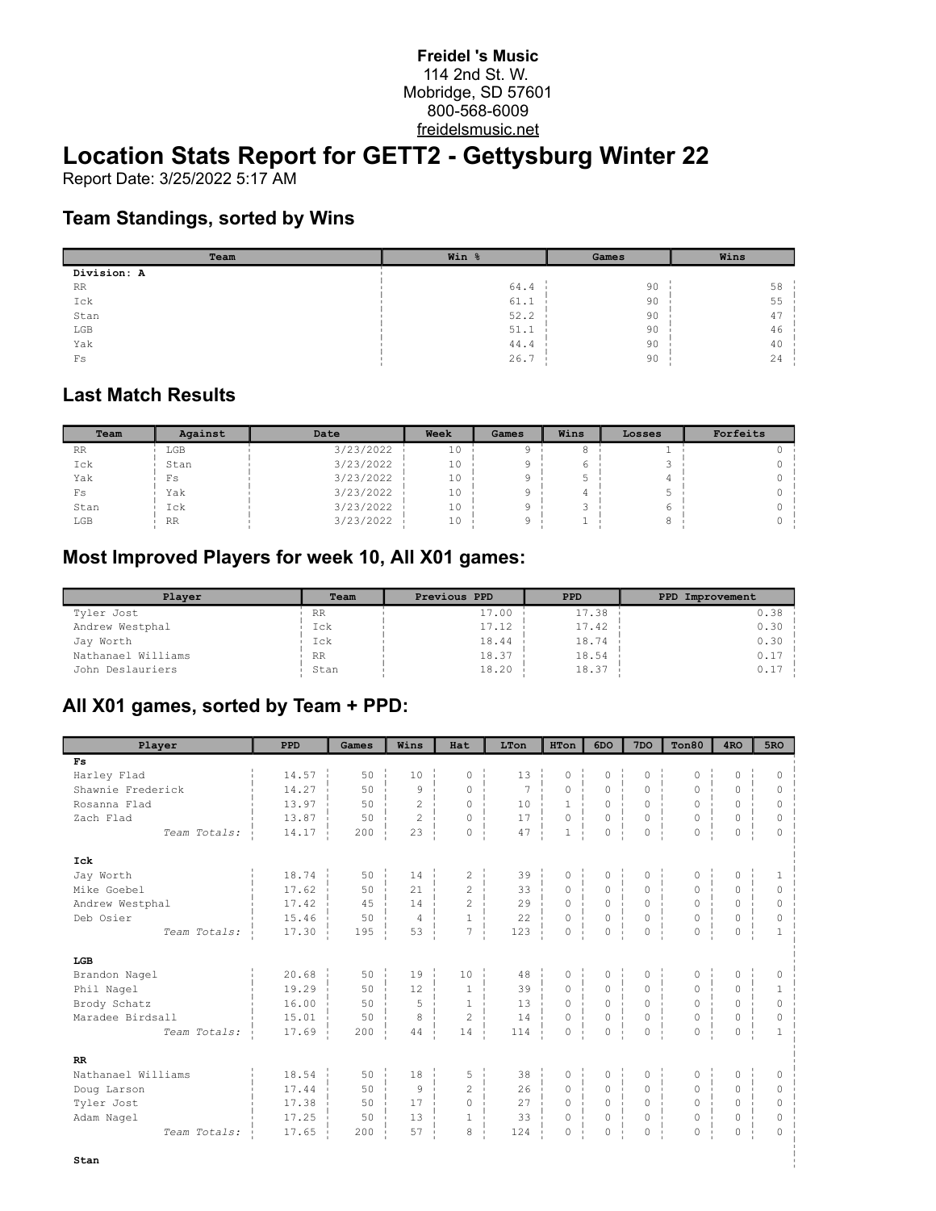**Freidel 's Music**
114 2nd St. W.
Mobridge, SD 57601
800-568-6009
freidelsmusic.net

# Location Stats Report for GETT2 - Gettysburg Winter 22

Report Date: 3/25/2022 5:17 AM

## Team Standings, sorted by Wins

| Team | Win % | Games | Wins |
|---|---|---|---|
| **Division: A** | | | |
| RR | 64.4 | 90 | 58 |
| Ick | 61.1 | 90 | 55 |
| Stan | 52.2 | 90 | 47 |
| LGB | 51.1 | 90 | 46 |
| Yak | 44.4 | 90 | 40 |
| Fs | 26.7 | 90 | 24 |

## Last Match Results

| Team | Against | Date | Week | Games | Wins | Losses | Forfeits |
|---|---|---|---|---|---|---|---|
| RR | LGB | 3/23/2022 | 10 | 9 | 8 | 1 | 0 |
| Ick | Stan | 3/23/2022 | 10 | 9 | 6 | 3 | 0 |
| Yak | Fs | 3/23/2022 | 10 | 9 | 5 | 4 | 0 |
| Fs | Yak | 3/23/2022 | 10 | 9 | 4 | 5 | 0 |
| Stan | Ick | 3/23/2022 | 10 | 9 | 3 | 6 | 0 |
| LGB | RR | 3/23/2022 | 10 | 9 | 1 | 8 | 0 |

## Most Improved Players for week 10, All X01 games:

| Player | Team | Previous PPD | PPD | PPD Improvement |
|---|---|---|---|---|
| Tyler Jost | RR | 17.00 | 17.38 | 0.38 |
| Andrew Westphal | Ick | 17.12 | 17.42 | 0.30 |
| Jay Worth | Ick | 18.44 | 18.74 | 0.30 |
| Nathanael Williams | RR | 18.37 | 18.54 | 0.17 |
| John Deslauriers | Stan | 18.20 | 18.37 | 0.17 |

## All X01 games, sorted by Team + PPD:

| Player | PPD | Games | Wins | Hat | LTon | HTon | 6DO | 7DO | Ton80 | 4RO | 5RO |
|---|---|---|---|---|---|---|---|---|---|---|---|
| **Fs** | | | | | | | | | | | |
| Harley Flad | 14.57 | 50 | 10 | 0 | 13 | 0 | 0 | 0 | 0 | 0 | 0 |
| Shawnie Frederick | 14.27 | 50 | 9 | 0 | 7 | 0 | 0 | 0 | 0 | 0 | 0 |
| Rosanna Flad | 13.97 | 50 | 2 | 0 | 10 | 1 | 0 | 0 | 0 | 0 | 0 |
| Zach Flad | 13.87 | 50 | 2 | 0 | 17 | 0 | 0 | 0 | 0 | 0 | 0 |
| *Team Totals:* | 14.17 | 200 | 23 | 0 | 47 | 1 | 0 | 0 | 0 | 0 | 0 |
| **Ick** | | | | | | | | | | | |
| Jay Worth | 18.74 | 50 | 14 | 2 | 39 | 0 | 0 | 0 | 0 | 0 | 1 |
| Mike Goebel | 17.62 | 50 | 21 | 2 | 33 | 0 | 0 | 0 | 0 | 0 | 0 |
| Andrew Westphal | 17.42 | 45 | 14 | 2 | 29 | 0 | 0 | 0 | 0 | 0 | 0 |
| Deb Osier | 15.46 | 50 | 4 | 1 | 22 | 0 | 0 | 0 | 0 | 0 | 0 |
| *Team Totals:* | 17.30 | 195 | 53 | 7 | 123 | 0 | 0 | 0 | 0 | 0 | 1 |
| **LGB** | | | | | | | | | | | |
| Brandon Nagel | 20.68 | 50 | 19 | 10 | 48 | 0 | 0 | 0 | 0 | 0 | 0 |
| Phil Nagel | 19.29 | 50 | 12 | 1 | 39 | 0 | 0 | 0 | 0 | 0 | 1 |
| Brody Schatz | 16.00 | 50 | 5 | 1 | 13 | 0 | 0 | 0 | 0 | 0 | 0 |
| Maradee Birdsall | 15.01 | 50 | 8 | 2 | 14 | 0 | 0 | 0 | 0 | 0 | 0 |
| *Team Totals:* | 17.69 | 200 | 44 | 14 | 114 | 0 | 0 | 0 | 0 | 0 | 1 |
| **RR** | | | | | | | | | | | |
| Nathanael Williams | 18.54 | 50 | 18 | 5 | 38 | 0 | 0 | 0 | 0 | 0 | 0 |
| Doug Larson | 17.44 | 50 | 9 | 2 | 26 | 0 | 0 | 0 | 0 | 0 | 0 |
| Tyler Jost | 17.38 | 50 | 17 | 0 | 27 | 0 | 0 | 0 | 0 | 0 | 0 |
| Adam Nagel | 17.25 | 50 | 13 | 1 | 33 | 0 | 0 | 0 | 0 | 0 | 0 |
| *Team Totals:* | 17.65 | 200 | 57 | 8 | 124 | 0 | 0 | 0 | 0 | 0 | 0 |
| **Stan** | | | | | | | | | | | |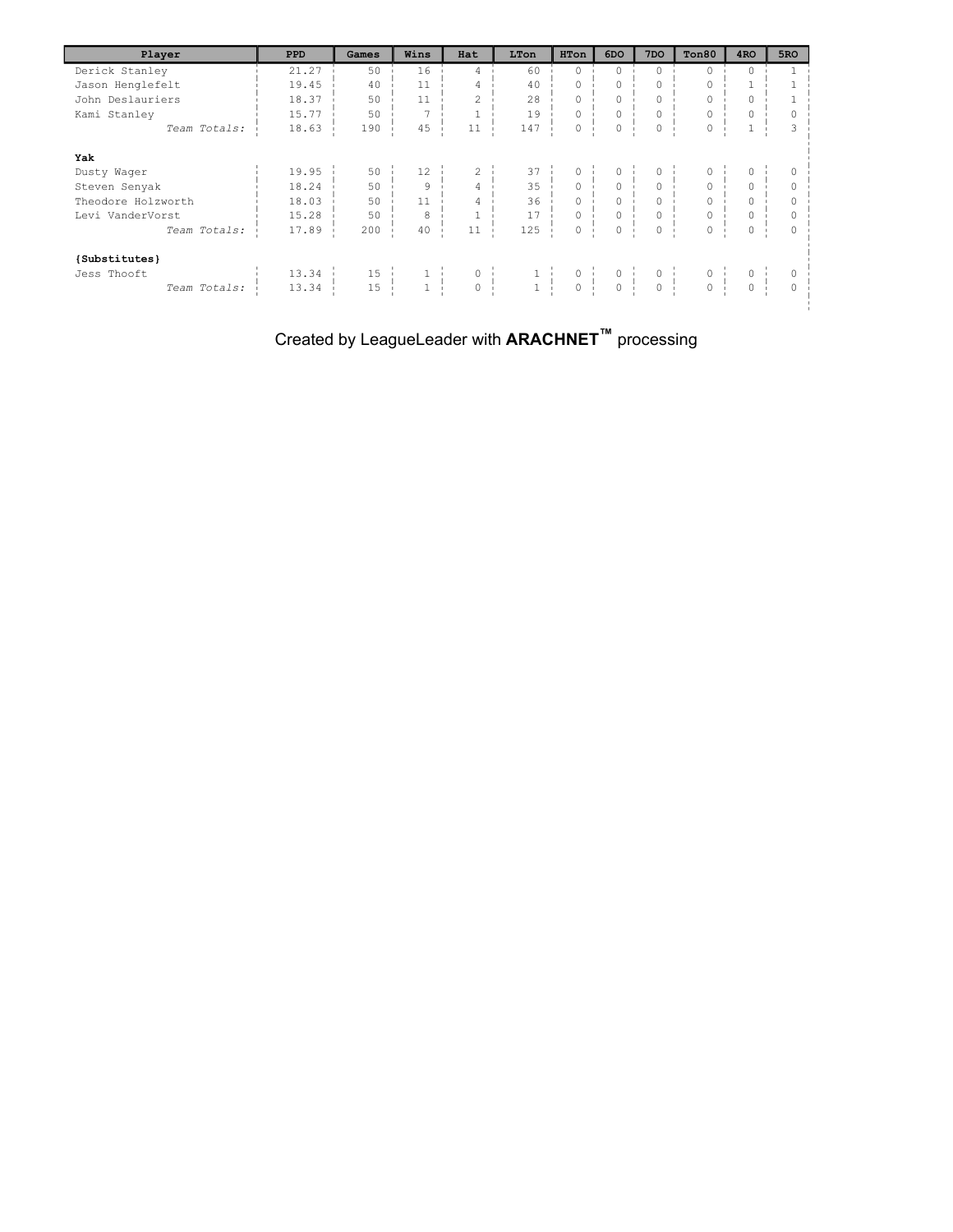| Player | PPD | Games | Wins | Hat | LTon | HTon | 6DO | 7DO | Ton80 | 4RO | 5RO |
|---|---|---|---|---|---|---|---|---|---|---|---|
| Derick Stanley | 21.27 | 50 | 16 | 4 | 60 | 0 | 0 | 0 | 0 | 0 | 1 |
| Jason Henglefelt | 19.45 | 40 | 11 | 4 | 40 | 0 | 0 | 0 | 0 | 1 | 1 |
| John Deslauriers | 18.37 | 50 | 11 | 2 | 28 | 0 | 0 | 0 | 0 | 0 | 1 |
| Kami Stanley | 15.77 | 50 | 7 | 1 | 19 | 0 | 0 | 0 | 0 | 0 | 0 |
| *Team Totals:* | 18.63 | 190 | 45 | 11 | 147 | 0 | 0 | 0 | 0 | 1 | 3 |
| **Yak** | | | | | | | | | | | |
| Dusty Wager | 19.95 | 50 | 12 | 2 | 37 | 0 | 0 | 0 | 0 | 0 | 0 |
| Steven Senyak | 18.24 | 50 | 9 | 4 | 35 | 0 | 0 | 0 | 0 | 0 | 0 |
| Theodore Holzworth | 18.03 | 50 | 11 | 4 | 36 | 0 | 0 | 0 | 0 | 0 | 0 |
| Levi VanderVorst | 15.28 | 50 | 8 | 1 | 17 | 0 | 0 | 0 | 0 | 0 | 0 |
| *Team Totals:* | 17.89 | 200 | 40 | 11 | 125 | 0 | 0 | 0 | 0 | 0 | 0 |
| **{Substitutes}** | | | | | | | | | | | |
| Jess Thooft | 13.34 | 15 | 1 | 0 | 1 | 0 | 0 | 0 | 0 | 0 | 0 |
| *Team Totals:* | 13.34 | 15 | 1 | 0 | 1 | 0 | 0 | 0 | 0 | 0 | 0 |

Created by LeagueLeader with **ARACHNET™** processing